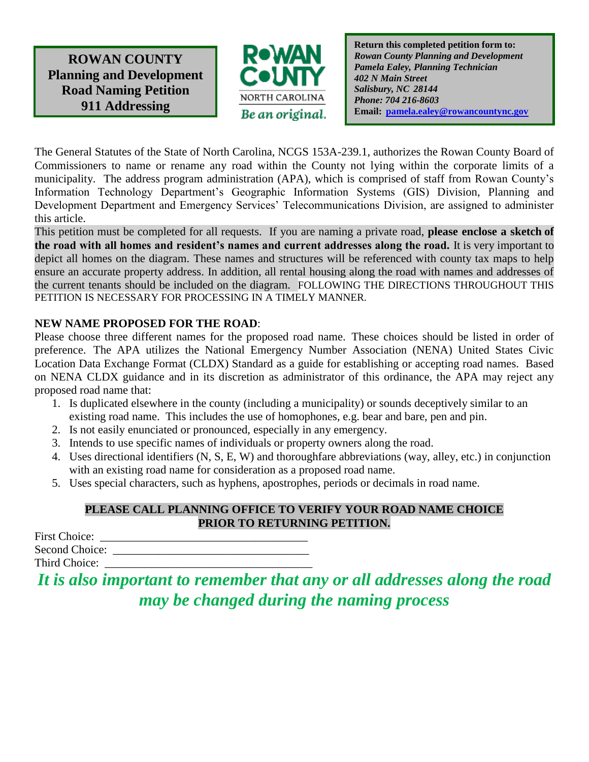**ROWAN COUNTY**
**Planning and Development**
**Road Naming Petition**
**911 Addressing**

ROWAN COUNTY
NORTH CAROLINA
*Be an original.*

**Return this completed petition form to:**
***Rowan County Planning and Development***
***Pamela Ealey, Planning Technician***
***402 N Main Street***
***Salisbury, NC 28144***
***Phone: 704 216-8603***
**Email: pamela.ealey@rowancountync.gov**

The General Statutes of the State of North Carolina, NCGS 153A-239.1, authorizes the Rowan County Board of Commissioners to name or rename any road within the County not lying within the corporate limits of a municipality. The address program administration (APA), which is comprised of staff from Rowan County's Information Technology Department's Geographic Information Systems (GIS) Division, Planning and Development Department and Emergency Services' Telecommunications Division, are assigned to administer this article.

This petition must be completed for all requests. If you are naming a private road, **please enclose a sketch of the road with all homes and resident's names and current addresses along the road.** It is very important to depict all homes on the diagram. These names and structures will be referenced with county tax maps to help ensure an accurate property address. In addition, all rental housing along the road with names and addresses of the current tenants should be included on the diagram. FOLLOWING THE DIRECTIONS THROUGHOUT THIS PETITION IS NECESSARY FOR PROCESSING IN A TIMELY MANNER.

**NEW NAME PROPOSED FOR THE ROAD**:

Please choose three different names for the proposed road name. These choices should be listed in order of preference. The APA utilizes the National Emergency Number Association (NENA) United States Civic Location Data Exchange Format (CLDX) Standard as a guide for establishing or accepting road names. Based on NENA CLDX guidance and in its discretion as administrator of this ordinance, the APA may reject any proposed road name that:

1. Is duplicated elsewhere in the county (including a municipality) or sounds deceptively similar to an existing road name. This includes the use of homophones, e.g. bear and bare, pen and pin.
2. Is not easily enunciated or pronounced, especially in any emergency.
3. Intends to use specific names of individuals or property owners along the road.
4. Uses directional identifiers (N, S, E, W) and thoroughfare abbreviations (way, alley, etc.) in conjunction with an existing road name for consideration as a proposed road name.
5. Uses special characters, such as hyphens, apostrophes, periods or decimals in road name.

**PLEASE CALL PLANNING OFFICE TO VERIFY YOUR ROAD NAME CHOICE PRIOR TO RETURNING PETITION.**

First Choice: ___________________________________

Second Choice: _________________________________

Third Choice: ___________________________________

***It is also important to remember that any or all addresses along the road may be changed during the naming process***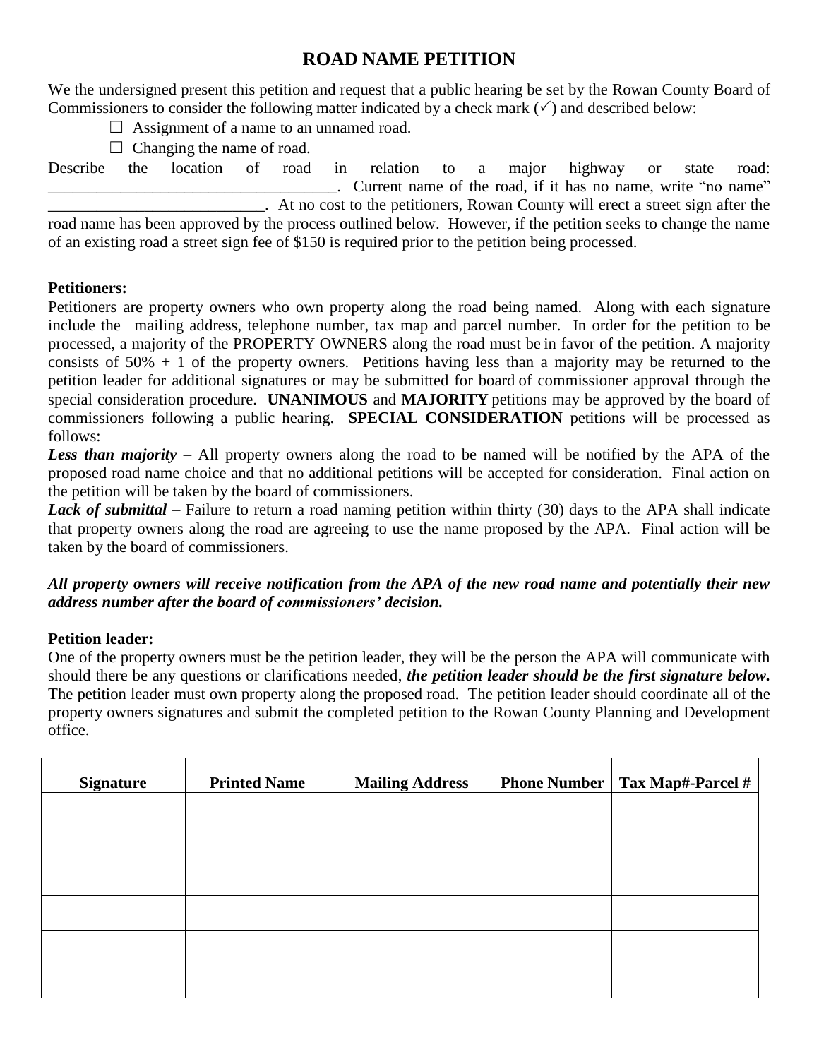# ROAD NAME PETITION

We the undersigned present this petition and request that a public hearing be set by the Rowan County Board of Commissioners to consider the following matter indicated by a check mark (✓) and described below:

☐ Assignment of a name to an unnamed road.

☐ Changing the name of road.

Describe the location of road in relation to a major highway or state road: ____________________________________. Current name of the road, if it has no name, write "no name" ___________________________. At no cost to the petitioners, Rowan County will erect a street sign after the road name has been approved by the process outlined below. However, if the petition seeks to change the name of an existing road a street sign fee of $150 is required prior to the petition being processed.

**Petitioners:**

Petitioners are property owners who own property along the road being named. Along with each signature include the mailing address, telephone number, tax map and parcel number. In order for the petition to be processed, a majority of the PROPERTY OWNERS along the road must be in favor of the petition. A majority consists of 50% + 1 of the property owners. Petitions having less than a majority may be returned to the petition leader for additional signatures or may be submitted for board of commissioner approval through the special consideration procedure. **UNANIMOUS** and **MAJORITY** petitions may be approved by the board of commissioners following a public hearing. **SPECIAL CONSIDERATION** petitions will be processed as follows:

***Less than majority*** – All property owners along the road to be named will be notified by the APA of the proposed road name choice and that no additional petitions will be accepted for consideration. Final action on the petition will be taken by the board of commissioners.

***Lack of submittal*** – Failure to return a road naming petition within thirty (30) days to the APA shall indicate that property owners along the road are agreeing to use the name proposed by the APA. Final action will be taken by the board of commissioners.

***All property owners will receive notification from the APA of the new road name and potentially their new address number after the board of commissioners' decision.***

**Petition leader:**

One of the property owners must be the petition leader, they will be the person the APA will communicate with should there be any questions or clarifications needed, ***the petition leader should be the first signature below.*** The petition leader must own property along the proposed road. The petition leader should coordinate all of the property owners signatures and submit the completed petition to the Rowan County Planning and Development office.

| Signature | Printed Name | Mailing Address | Phone Number | Tax Map#-Parcel # |
|---|---|---|---|---|
| | | | | |
| | | | | |
| | | | | |
| | | | | |
| | | | | |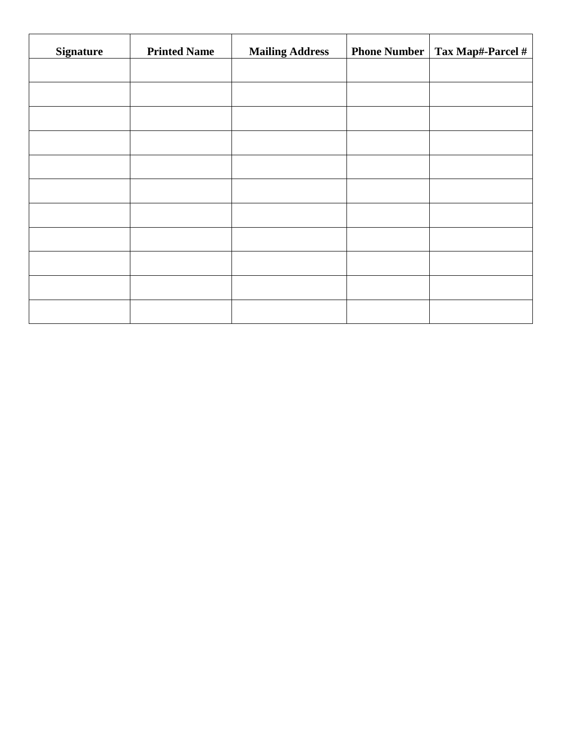| Signature | Printed Name | Mailing Address | Phone Number | Tax Map#-Parcel # |
|---|---|---|---|---|
| | | | | |
| | | | | |
| | | | | |
| | | | | |
| | | | | |
| | | | | |
| | | | | |
| | | | | |
| | | | | |
| | | | | |
| | | | | |